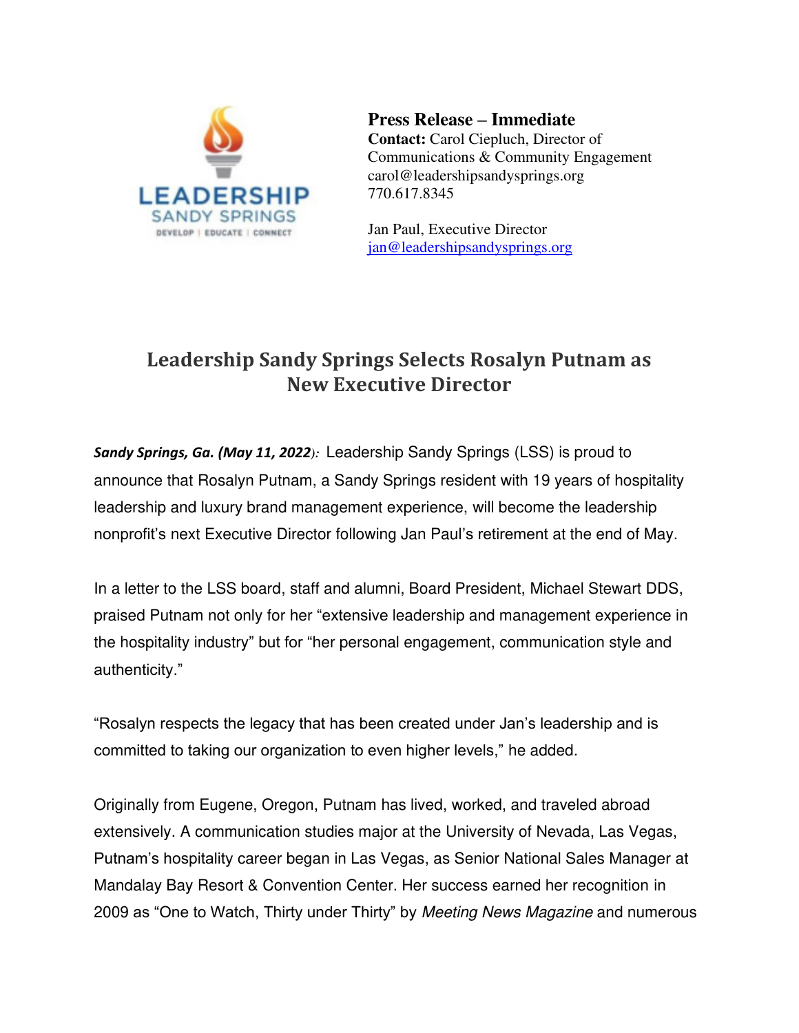**Press Release – Immediate**
**Contact:** Carol Ciepluch, Director of Communications & Community Engagement
carol@leadershipsandysprings.org
770.617.8345

Jan Paul, Executive Director
jan@leadershipsandysprings.org

# Leadership Sandy Springs Selects Rosalyn Putnam as New Executive Director

***Sandy Springs, Ga. (May 11, 2022)**:* Leadership Sandy Springs (LSS) is proud to announce that Rosalyn Putnam, a Sandy Springs resident with 19 years of hospitality leadership and luxury brand management experience, will become the leadership nonprofit's next Executive Director following Jan Paul's retirement at the end of May.

In a letter to the LSS board, staff and alumni, Board President, Michael Stewart DDS, praised Putnam not only for her "extensive leadership and management experience in the hospitality industry" but for "her personal engagement, communication style and authenticity."

"Rosalyn respects the legacy that has been created under Jan's leadership and is committed to taking our organization to even higher levels," he added.

Originally from Eugene, Oregon, Putnam has lived, worked, and traveled abroad extensively. A communication studies major at the University of Nevada, Las Vegas, Putnam's hospitality career began in Las Vegas, as Senior National Sales Manager at Mandalay Bay Resort & Convention Center. Her success earned her recognition in 2009 as "One to Watch, Thirty under Thirty" by *Meeting News Magazine* and numerous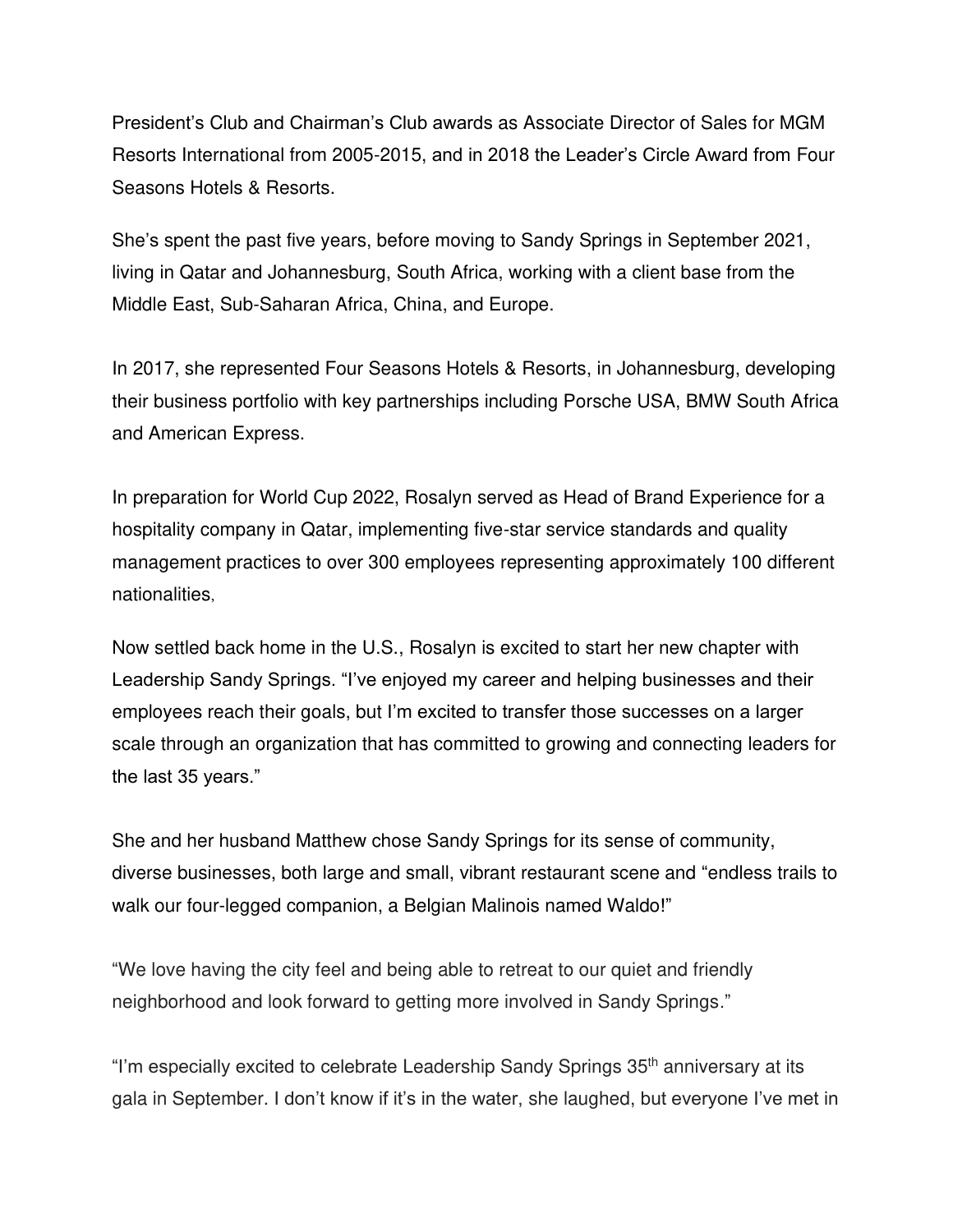President's Club and Chairman's Club awards as Associate Director of Sales for MGM Resorts International from 2005-2015, and in 2018 the Leader's Circle Award from Four Seasons Hotels & Resorts.

She's spent the past five years, before moving to Sandy Springs in September 2021, living in Qatar and Johannesburg, South Africa, working with a client base from the Middle East, Sub-Saharan Africa, China, and Europe.

In 2017, she represented Four Seasons Hotels & Resorts, in Johannesburg, developing their business portfolio with key partnerships including Porsche USA, BMW South Africa and American Express.

In preparation for World Cup 2022, Rosalyn served as Head of Brand Experience for a hospitality company in Qatar, implementing five-star service standards and quality management practices to over 300 employees representing approximately 100 different nationalities,

Now settled back home in the U.S., Rosalyn is excited to start her new chapter with Leadership Sandy Springs. "I've enjoyed my career and helping businesses and their employees reach their goals, but I'm excited to transfer those successes on a larger scale through an organization that has committed to growing and connecting leaders for the last 35 years."

She and her husband Matthew chose Sandy Springs for its sense of community, diverse businesses, both large and small, vibrant restaurant scene and "endless trails to walk our four-legged companion, a Belgian Malinois named Waldo!"

"We love having the city feel and being able to retreat to our quiet and friendly neighborhood and look forward to getting more involved in Sandy Springs."

"I'm especially excited to celebrate Leadership Sandy Springs 35th anniversary at its gala in September. I don't know if it's in the water, she laughed, but everyone I've met in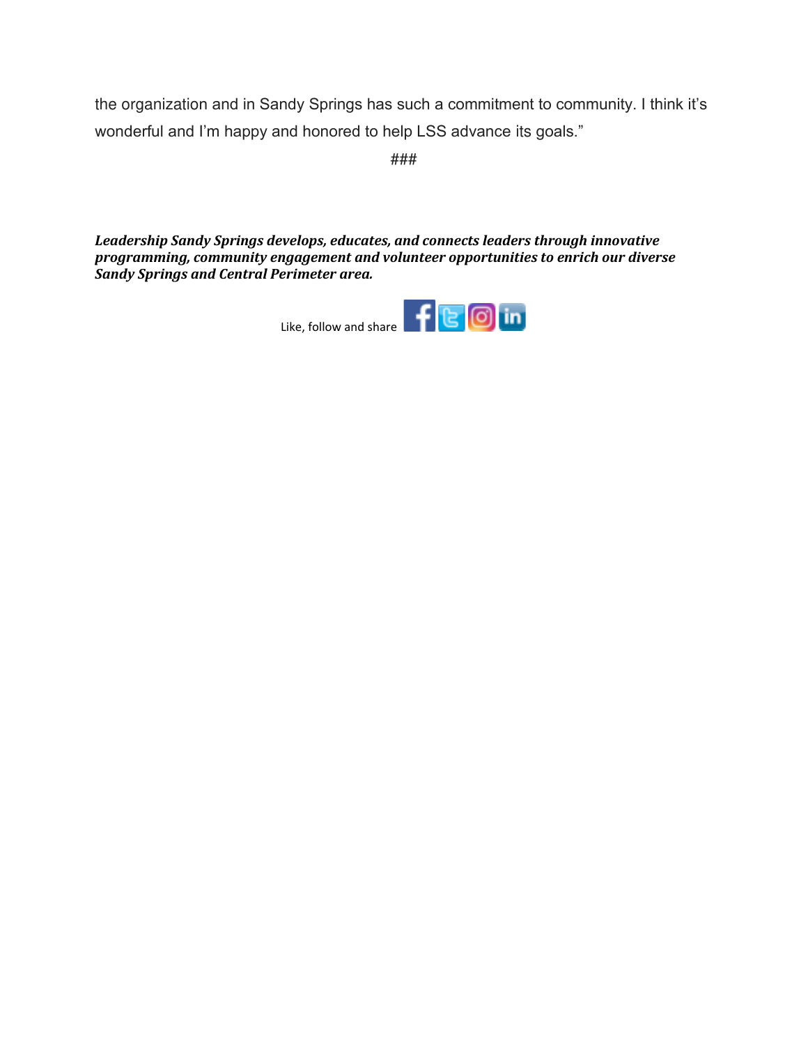the organization and in Sandy Springs has such a commitment to community. I think it's wonderful and I'm happy and honored to help LSS advance its goals."

###

***Leadership Sandy Springs develops, educates, and connects leaders through innovative programming, community engagement and volunteer opportunities to enrich our diverse Sandy Springs and Central Perimeter area.***

Like, follow and share